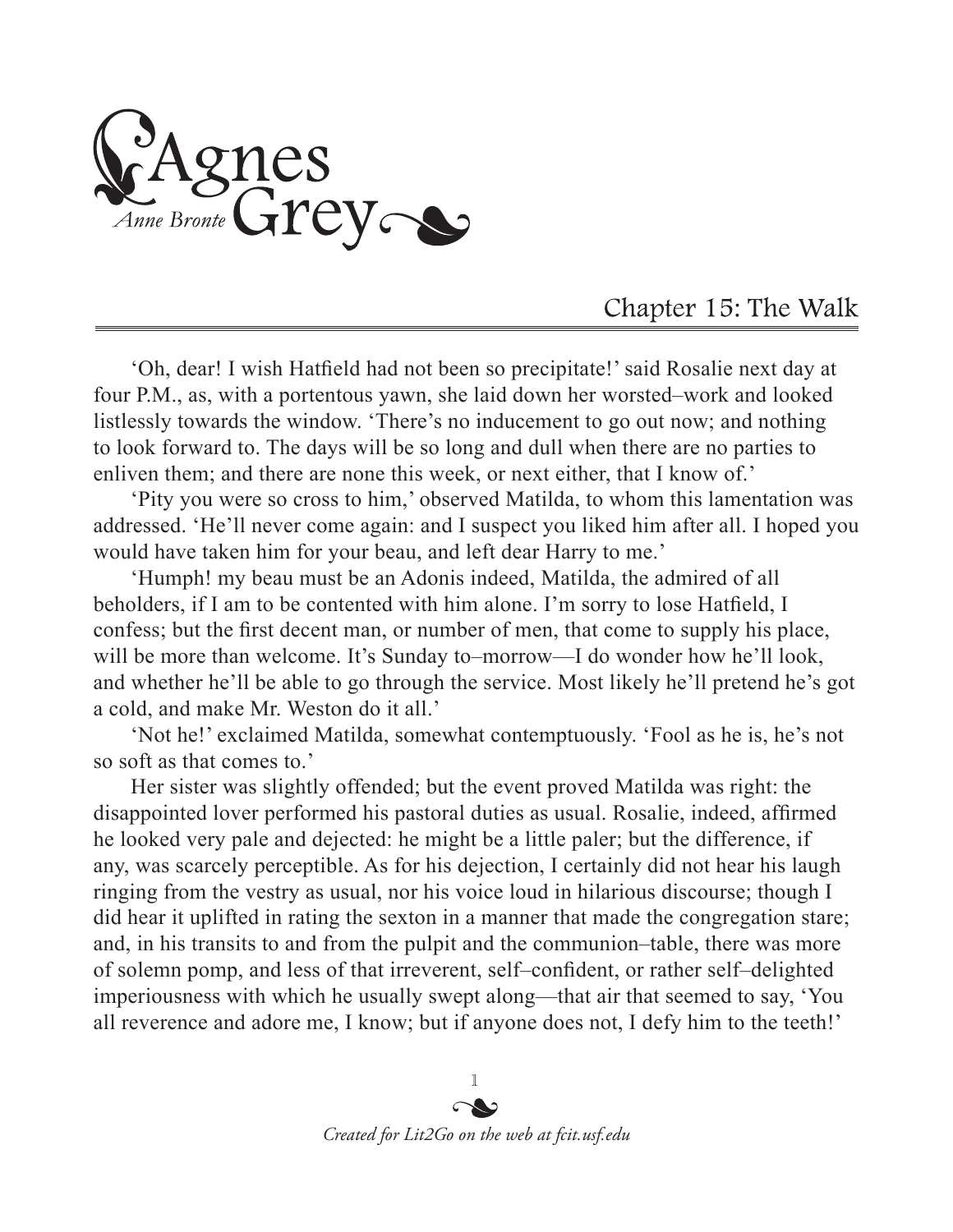# Agnes Grey

*Anne Bronte*

## Chapter 15: The Walk

'Oh, dear! I wish Hatfield had not been so precipitate!' said Rosalie next day at four P.M., as, with a portentous yawn, she laid down her worsted–work and looked listlessly towards the window. 'There's no inducement to go out now; and nothing to look forward to. The days will be so long and dull when there are no parties to enliven them; and there are none this week, or next either, that I know of.'

'Pity you were so cross to him,' observed Matilda, to whom this lamentation was addressed. 'He'll never come again: and I suspect you liked him after all. I hoped you would have taken him for your beau, and left dear Harry to me.'

'Humph! my beau must be an Adonis indeed, Matilda, the admired of all beholders, if I am to be contented with him alone. I'm sorry to lose Hatfield, I confess; but the first decent man, or number of men, that come to supply his place, will be more than welcome. It's Sunday to–morrow—I do wonder how he'll look, and whether he'll be able to go through the service. Most likely he'll pretend he's got a cold, and make Mr. Weston do it all.'

'Not he!' exclaimed Matilda, somewhat contemptuously. 'Fool as he is, he's not so soft as that comes to.'

Her sister was slightly offended; but the event proved Matilda was right: the disappointed lover performed his pastoral duties as usual. Rosalie, indeed, affirmed he looked very pale and dejected: he might be a little paler; but the difference, if any, was scarcely perceptible. As for his dejection, I certainly did not hear his laugh ringing from the vestry as usual, nor his voice loud in hilarious discourse; though I did hear it uplifted in rating the sexton in a manner that made the congregation stare; and, in his transits to and from the pulpit and the communion–table, there was more of solemn pomp, and less of that irreverent, self–confident, or rather self–delighted imperiousness with which he usually swept along—that air that seemed to say, 'You all reverence and adore me, I know; but if anyone does not, I defy him to the teeth!'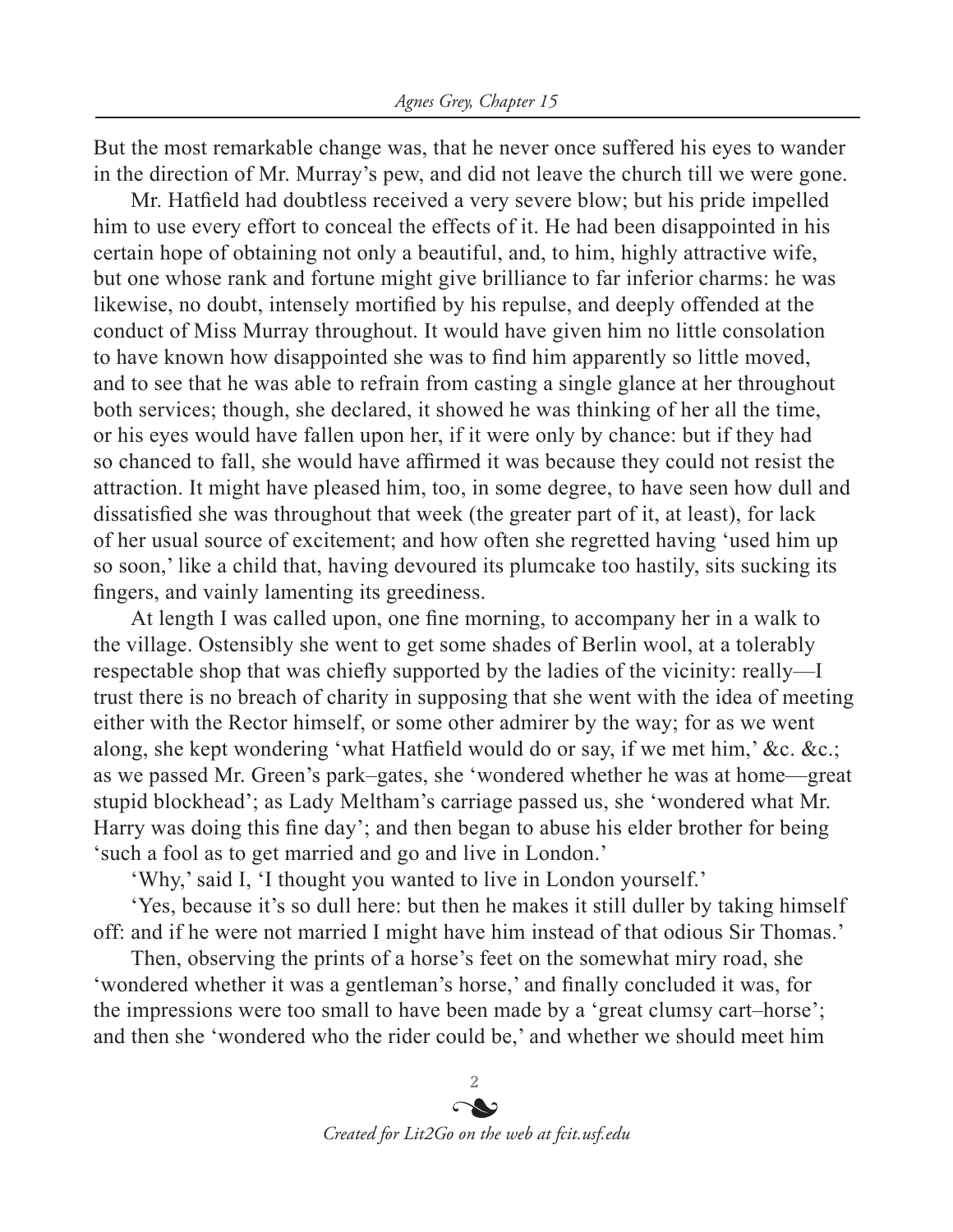But the most remarkable change was, that he never once suffered his eyes to wander in the direction of Mr. Murray's pew, and did not leave the church till we were gone.

Mr. Hatfield had doubtless received a very severe blow; but his pride impelled him to use every effort to conceal the effects of it. He had been disappointed in his certain hope of obtaining not only a beautiful, and, to him, highly attractive wife, but one whose rank and fortune might give brilliance to far inferior charms: he was likewise, no doubt, intensely mortified by his repulse, and deeply offended at the conduct of Miss Murray throughout. It would have given him no little consolation to have known how disappointed she was to find him apparently so little moved, and to see that he was able to refrain from casting a single glance at her throughout both services; though, she declared, it showed he was thinking of her all the time, or his eyes would have fallen upon her, if it were only by chance: but if they had so chanced to fall, she would have affirmed it was because they could not resist the attraction. It might have pleased him, too, in some degree, to have seen how dull and dissatisfied she was throughout that week (the greater part of it, at least), for lack of her usual source of excitement; and how often she regretted having 'used him up so soon,' like a child that, having devoured its plumcake too hastily, sits sucking its fingers, and vainly lamenting its greediness.

At length I was called upon, one fine morning, to accompany her in a walk to the village. Ostensibly she went to get some shades of Berlin wool, at a tolerably respectable shop that was chiefly supported by the ladies of the vicinity: really—I trust there is no breach of charity in supposing that she went with the idea of meeting either with the Rector himself, or some other admirer by the way; for as we went along, she kept wondering 'what Hatfield would do or say, if we met him,' &c. &c.; as we passed Mr. Green's park–gates, she 'wondered whether he was at home—great stupid blockhead'; as Lady Meltham's carriage passed us, she 'wondered what Mr. Harry was doing this fine day'; and then began to abuse his elder brother for being 'such a fool as to get married and go and live in London.'

'Why,' said I, 'I thought you wanted to live in London yourself.'

'Yes, because it's so dull here: but then he makes it still duller by taking himself off: and if he were not married I might have him instead of that odious Sir Thomas.'

Then, observing the prints of a horse's feet on the somewhat miry road, she 'wondered whether it was a gentleman's horse,' and finally concluded it was, for the impressions were too small to have been made by a 'great clumsy cart–horse'; and then she 'wondered who the rider could be,' and whether we should meet him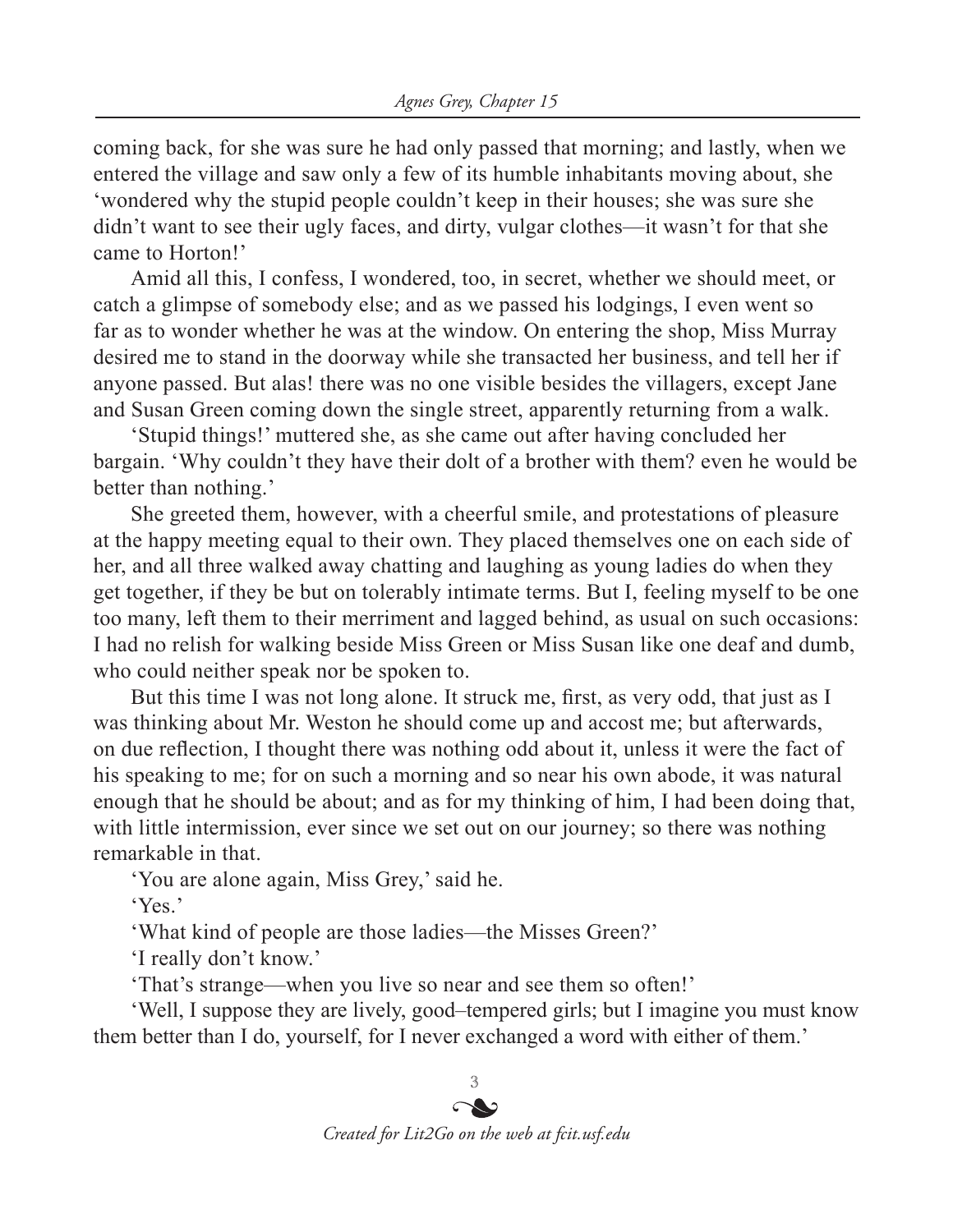coming back, for she was sure he had only passed that morning; and lastly, when we entered the village and saw only a few of its humble inhabitants moving about, she 'wondered why the stupid people couldn't keep in their houses; she was sure she didn't want to see their ugly faces, and dirty, vulgar clothes—it wasn't for that she came to Horton!'

Amid all this, I confess, I wondered, too, in secret, whether we should meet, or catch a glimpse of somebody else; and as we passed his lodgings, I even went so far as to wonder whether he was at the window. On entering the shop, Miss Murray desired me to stand in the doorway while she transacted her business, and tell her if anyone passed. But alas! there was no one visible besides the villagers, except Jane and Susan Green coming down the single street, apparently returning from a walk.

'Stupid things!' muttered she, as she came out after having concluded her bargain. 'Why couldn't they have their dolt of a brother with them? even he would be better than nothing.'

She greeted them, however, with a cheerful smile, and protestations of pleasure at the happy meeting equal to their own. They placed themselves one on each side of her, and all three walked away chatting and laughing as young ladies do when they get together, if they be but on tolerably intimate terms. But I, feeling myself to be one too many, left them to their merriment and lagged behind, as usual on such occasions: I had no relish for walking beside Miss Green or Miss Susan like one deaf and dumb, who could neither speak nor be spoken to.

But this time I was not long alone. It struck me, first, as very odd, that just as I was thinking about Mr. Weston he should come up and accost me; but afterwards, on due reflection, I thought there was nothing odd about it, unless it were the fact of his speaking to me; for on such a morning and so near his own abode, it was natural enough that he should be about; and as for my thinking of him, I had been doing that, with little intermission, ever since we set out on our journey; so there was nothing remarkable in that.

'You are alone again, Miss Grey,' said he.

'Yes.'

'What kind of people are those ladies—the Misses Green?'

'I really don't know.'

'That's strange—when you live so near and see them so often!'

'Well, I suppose they are lively, good–tempered girls; but I imagine you must know them better than I do, yourself, for I never exchanged a word with either of them.'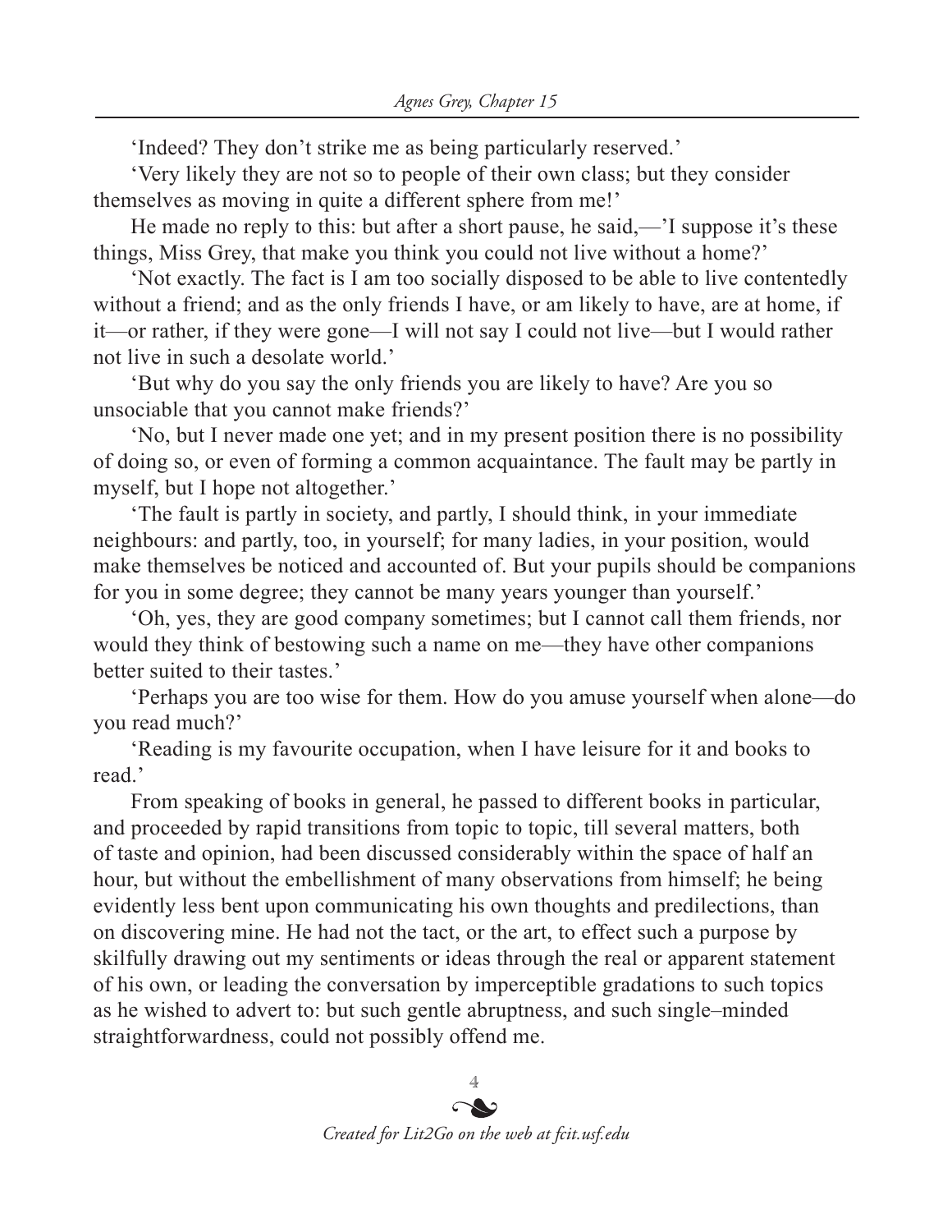'Indeed? They don't strike me as being particularly reserved.'

'Very likely they are not so to people of their own class; but they consider themselves as moving in quite a different sphere from me!'

He made no reply to this: but after a short pause, he said,—'I suppose it's these things, Miss Grey, that make you think you could not live without a home?'

'Not exactly. The fact is I am too socially disposed to be able to live contentedly without a friend; and as the only friends I have, or am likely to have, are at home, if it—or rather, if they were gone—I will not say I could not live—but I would rather not live in such a desolate world.'

'But why do you say the only friends you are likely to have? Are you so unsociable that you cannot make friends?'

'No, but I never made one yet; and in my present position there is no possibility of doing so, or even of forming a common acquaintance. The fault may be partly in myself, but I hope not altogether.'

'The fault is partly in society, and partly, I should think, in your immediate neighbours: and partly, too, in yourself; for many ladies, in your position, would make themselves be noticed and accounted of. But your pupils should be companions for you in some degree; they cannot be many years younger than yourself.'

'Oh, yes, they are good company sometimes; but I cannot call them friends, nor would they think of bestowing such a name on me—they have other companions better suited to their tastes.'

'Perhaps you are too wise for them. How do you amuse yourself when alone—do you read much?'

'Reading is my favourite occupation, when I have leisure for it and books to read.'

From speaking of books in general, he passed to different books in particular, and proceeded by rapid transitions from topic to topic, till several matters, both of taste and opinion, had been discussed considerably within the space of half an hour, but without the embellishment of many observations from himself; he being evidently less bent upon communicating his own thoughts and predilections, than on discovering mine. He had not the tact, or the art, to effect such a purpose by skilfully drawing out my sentiments or ideas through the real or apparent statement of his own, or leading the conversation by imperceptible gradations to such topics as he wished to advert to: but such gentle abruptness, and such single–minded straightforwardness, could not possibly offend me.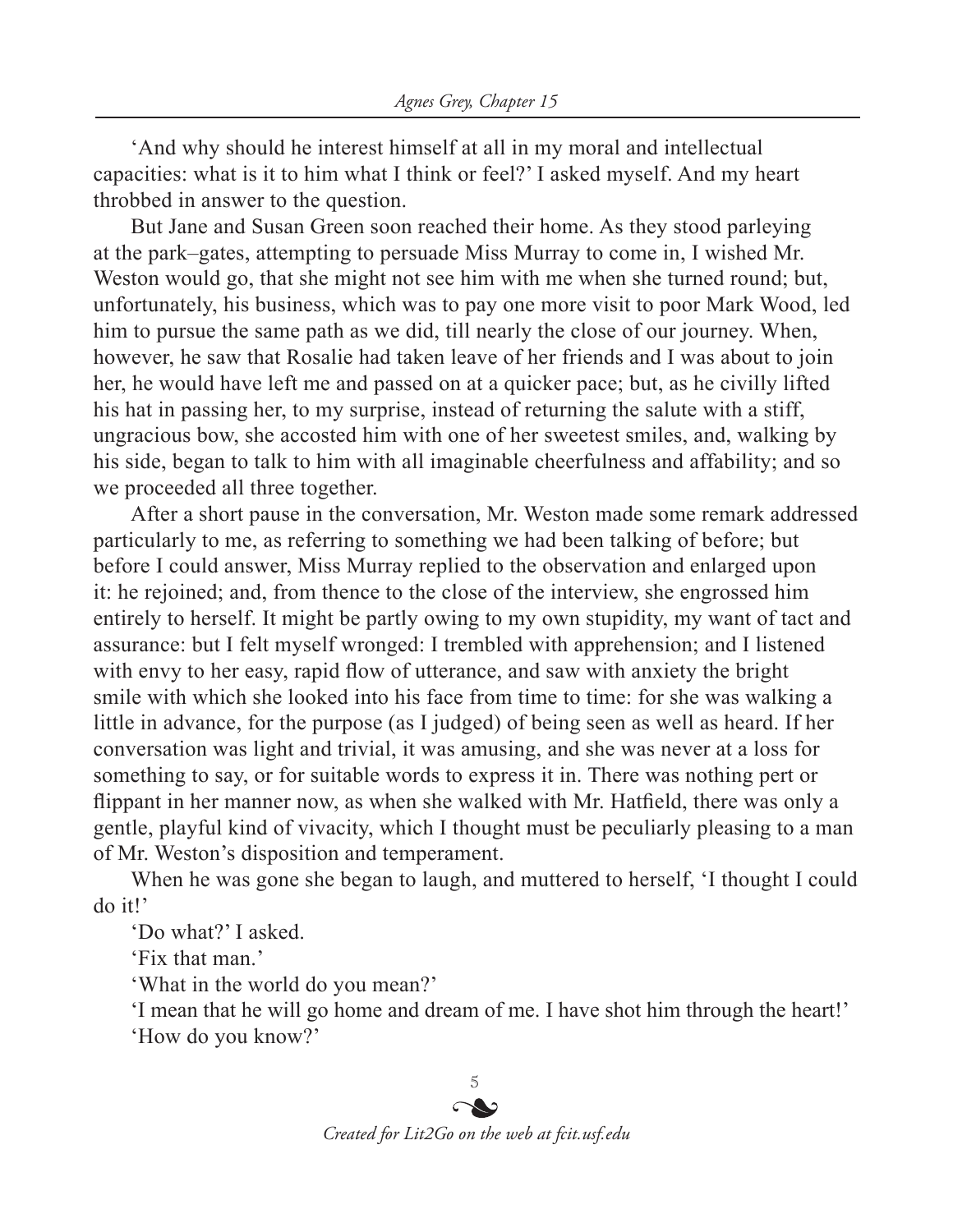'And why should he interest himself at all in my moral and intellectual capacities: what is it to him what I think or feel?' I asked myself. And my heart throbbed in answer to the question.

But Jane and Susan Green soon reached their home. As they stood parleying at the park–gates, attempting to persuade Miss Murray to come in, I wished Mr. Weston would go, that she might not see him with me when she turned round; but, unfortunately, his business, which was to pay one more visit to poor Mark Wood, led him to pursue the same path as we did, till nearly the close of our journey. When, however, he saw that Rosalie had taken leave of her friends and I was about to join her, he would have left me and passed on at a quicker pace; but, as he civilly lifted his hat in passing her, to my surprise, instead of returning the salute with a stiff, ungracious bow, she accosted him with one of her sweetest smiles, and, walking by his side, began to talk to him with all imaginable cheerfulness and affability; and so we proceeded all three together.

After a short pause in the conversation, Mr. Weston made some remark addressed particularly to me, as referring to something we had been talking of before; but before I could answer, Miss Murray replied to the observation and enlarged upon it: he rejoined; and, from thence to the close of the interview, she engrossed him entirely to herself. It might be partly owing to my own stupidity, my want of tact and assurance: but I felt myself wronged: I trembled with apprehension; and I listened with envy to her easy, rapid flow of utterance, and saw with anxiety the bright smile with which she looked into his face from time to time: for she was walking a little in advance, for the purpose (as I judged) of being seen as well as heard. If her conversation was light and trivial, it was amusing, and she was never at a loss for something to say, or for suitable words to express it in. There was nothing pert or flippant in her manner now, as when she walked with Mr. Hatfield, there was only a gentle, playful kind of vivacity, which I thought must be peculiarly pleasing to a man of Mr. Weston's disposition and temperament.

When he was gone she began to laugh, and muttered to herself, 'I thought I could do it!'

'Do what?' I asked.

'Fix that man.'

'What in the world do you mean?'

'I mean that he will go home and dream of me. I have shot him through the heart!'

'How do you know?'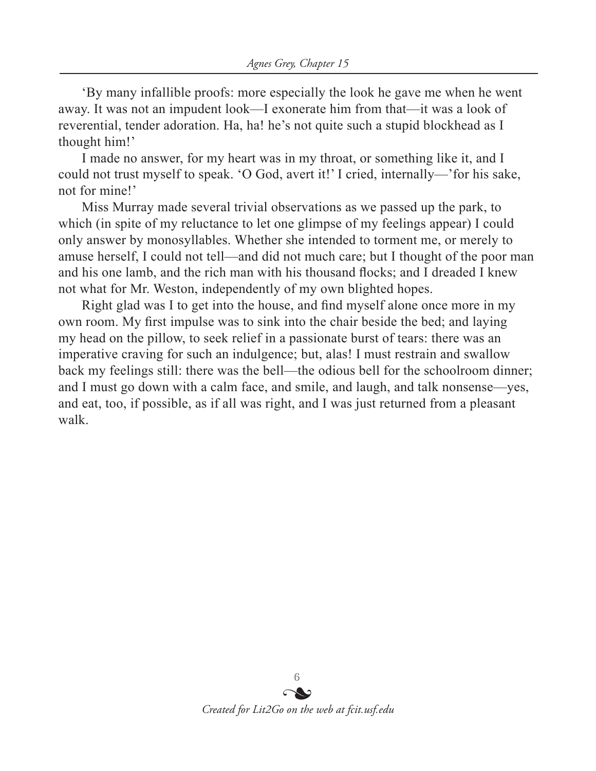'By many infallible proofs: more especially the look he gave me when he went away. It was not an impudent look—I exonerate him from that—it was a look of reverential, tender adoration. Ha, ha! he's not quite such a stupid blockhead as I thought him!'

I made no answer, for my heart was in my throat, or something like it, and I could not trust myself to speak. 'O God, avert it!' I cried, internally—'for his sake, not for mine!'

Miss Murray made several trivial observations as we passed up the park, to which (in spite of my reluctance to let one glimpse of my feelings appear) I could only answer by monosyllables. Whether she intended to torment me, or merely to amuse herself, I could not tell—and did not much care; but I thought of the poor man and his one lamb, and the rich man with his thousand flocks; and I dreaded I knew not what for Mr. Weston, independently of my own blighted hopes.

Right glad was I to get into the house, and find myself alone once more in my own room. My first impulse was to sink into the chair beside the bed; and laying my head on the pillow, to seek relief in a passionate burst of tears: there was an imperative craving for such an indulgence; but, alas! I must restrain and swallow back my feelings still: there was the bell—the odious bell for the schoolroom dinner; and I must go down with a calm face, and smile, and laugh, and talk nonsense—yes, and eat, too, if possible, as if all was right, and I was just returned from a pleasant walk.